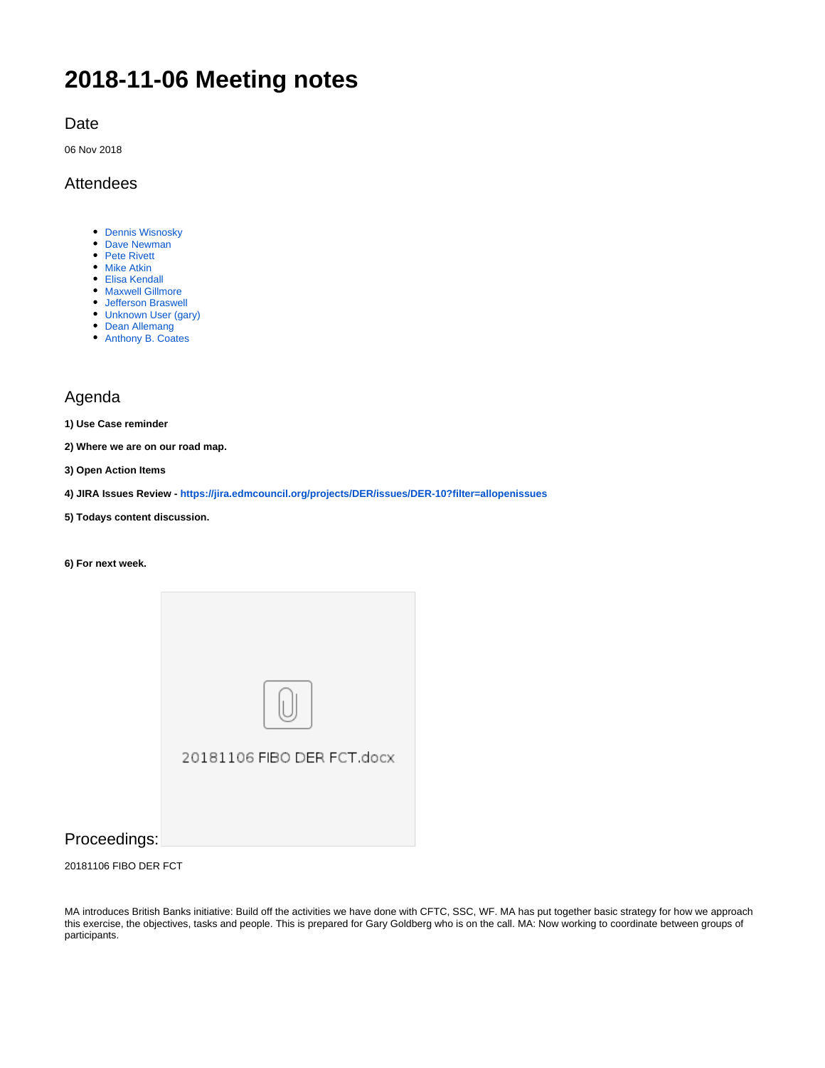# 2018-11-06 Meeting notes

## Date

06 Nov 2018

## Attendees

- Dennis Wisnosky
- Dave Newman
- Pete Rivett
- Mike Atkin
- Elisa Kendall
- Maxwell Gillmore
- Jefferson Braswell
- Unknown User (gary)
- Dean Allemang
- Anthony B. Coates

## Agenda

**1) Use Case reminder**

**2) Where we are on our road map.**

**3) Open Action Items**

**4) JIRA Issues Review - https://jira.edmcouncil.org/projects/DER/issues/DER-10?filter=allopenissues**

**5) Todays content discussion.**

**6) For next week.**

20181106 FIBO DER FCT.docx

## Proceedings:

20181106 FIBO DER FCT

MA introduces British Banks initiative: Build off the activities we have done with CFTC, SSC, WF. MA has put together basic strategy for how we approach this exercise, the objectives, tasks and people. This is prepared for Gary Goldberg who is on the call. MA: Now working to coordinate between groups of participants.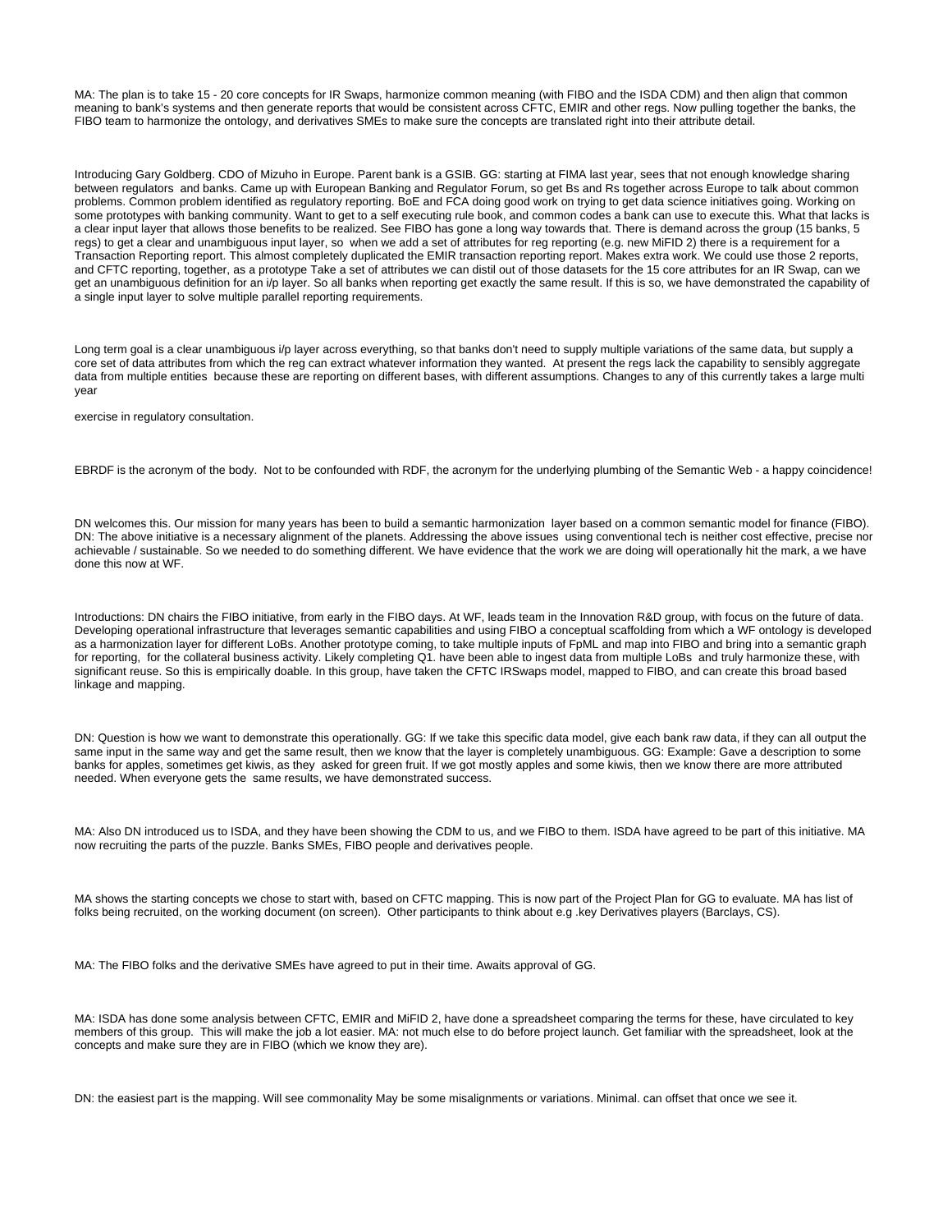MA: The plan is to take 15 - 20 core concepts for IR Swaps, harmonize common meaning (with FIBO and the ISDA CDM) and then align that common meaning to bank's systems and then generate reports that would be consistent across CFTC, EMIR and other regs. Now pulling together the banks, the FIBO team to harmonize the ontology, and derivatives SMEs to make sure the concepts are translated right into their attribute detail.

Introducing Gary Goldberg. CDO of Mizuho in Europe. Parent bank is a GSIB. GG: starting at FIMA last year, sees that not enough knowledge sharing between regulators and banks. Came up with European Banking and Regulator Forum, so get Bs and Rs together across Europe to talk about common problems. Common problem identified as regulatory reporting. BoE and FCA doing good work on trying to get data science initiatives going. Working on some prototypes with banking community. Want to get to a self executing rule book, and common codes a bank can use to execute this. What that lacks is a clear input layer that allows those benefits to be realized. See FIBO has gone a long way towards that. There is demand across the group (15 banks, 5 regs) to get a clear and unambiguous input layer, so when we add a set of attributes for reg reporting (e.g. new MiFID 2) there is a requirement for a Transaction Reporting report. This almost completely duplicated the EMIR transaction reporting report. Makes extra work. We could use those 2 reports, and CFTC reporting, together, as a prototype Take a set of attributes we can distil out of those datasets for the 15 core attributes for an IR Swap, can we get an unambiguous definition for an i/p layer. So all banks when reporting get exactly the same result. If this is so, we have demonstrated the capability of a single input layer to solve multiple parallel reporting requirements.

Long term goal is a clear unambiguous i/p layer across everything, so that banks don't need to supply multiple variations of the same data, but supply a core set of data attributes from which the reg can extract whatever information they wanted. At present the regs lack the capability to sensibly aggregate data from multiple entities because these are reporting on different bases, with different assumptions. Changes to any of this currently takes a large multi year

exercise in regulatory consultation.

EBRDF is the acronym of the body. Not to be confounded with RDF, the acronym for the underlying plumbing of the Semantic Web - a happy coincidence!

DN welcomes this. Our mission for many years has been to build a semantic harmonization layer based on a common semantic model for finance (FIBO). DN: The above initiative is a necessary alignment of the planets. Addressing the above issues using conventional tech is neither cost effective, precise nor achievable / sustainable. So we needed to do something different. We have evidence that the work we are doing will operationally hit the mark, a we have done this now at WF.

Introductions: DN chairs the FIBO initiative, from early in the FIBO days. At WF, leads team in the Innovation R&D group, with focus on the future of data. Developing operational infrastructure that leverages semantic capabilities and using FIBO a conceptual scaffolding from which a WF ontology is developed as a harmonization layer for different LoBs. Another prototype coming, to take multiple inputs of FpML and map into FIBO and bring into a semantic graph for reporting, for the collateral business activity. Likely completing Q1. have been able to ingest data from multiple LoBs and truly harmonize these, with significant reuse. So this is empirically doable. In this group, have taken the CFTC IRSwaps model, mapped to FIBO, and can create this broad based linkage and mapping.

DN: Question is how we want to demonstrate this operationally. GG: If we take this specific data model, give each bank raw data, if they can all output the same input in the same way and get the same result, then we know that the layer is completely unambiguous. GG: Example: Gave a description to some banks for apples, sometimes get kiwis, as they asked for green fruit. If we got mostly apples and some kiwis, then we know there are more attributed needed. When everyone gets the same results, we have demonstrated success.

MA: Also DN introduced us to ISDA, and they have been showing the CDM to us, and we FIBO to them. ISDA have agreed to be part of this initiative. MA now recruiting the parts of the puzzle. Banks SMEs, FIBO people and derivatives people.

MA shows the starting concepts we chose to start with, based on CFTC mapping. This is now part of the Project Plan for GG to evaluate. MA has list of folks being recruited, on the working document (on screen). Other participants to think about e.g .key Derivatives players (Barclays, CS).

MA: The FIBO folks and the derivative SMEs have agreed to put in their time. Awaits approval of GG.

MA: ISDA has done some analysis between CFTC, EMIR and MiFID 2, have done a spreadsheet comparing the terms for these, have circulated to key members of this group. This will make the job a lot easier. MA: not much else to do before project launch. Get familiar with the spreadsheet, look at the concepts and make sure they are in FIBO (which we know they are).

DN: the easiest part is the mapping. Will see commonality May be some misalignments or variations. Minimal. can offset that once we see it.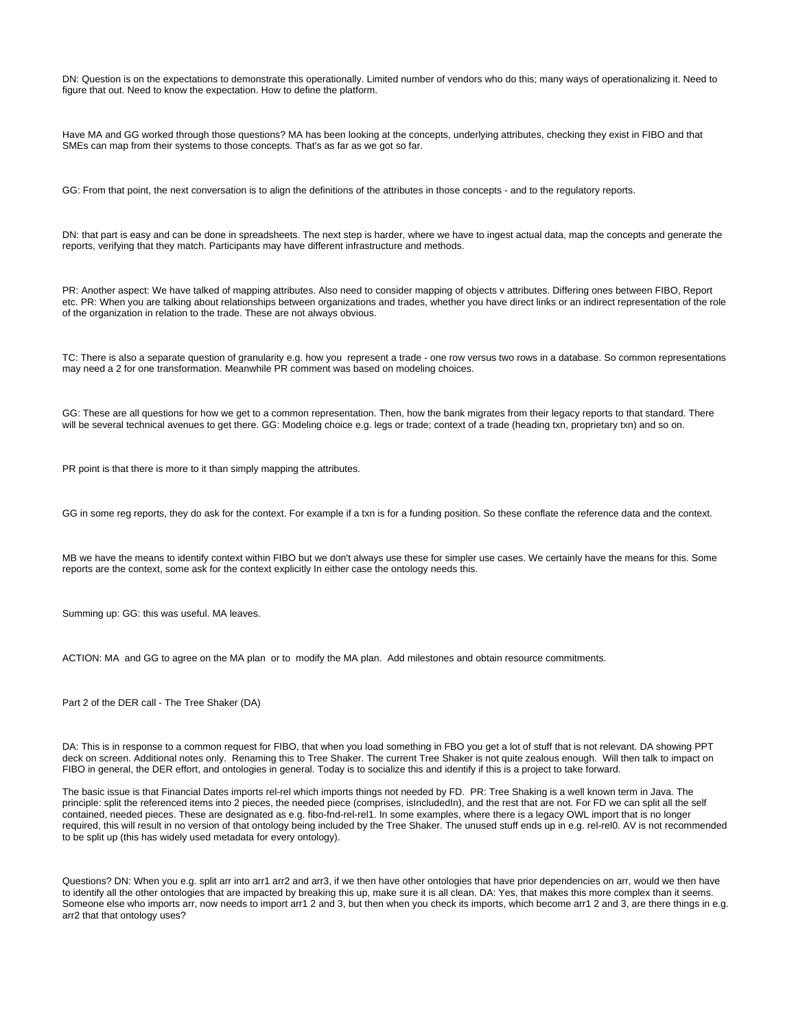DN: Question is on the expectations to demonstrate this operationally. Limited number of vendors who do this; many ways of operationalizing it. Need to figure that out. Need to know the expectation. How to define the platform.

Have MA and GG worked through those questions? MA has been looking at the concepts, underlying attributes, checking they exist in FIBO and that SMEs can map from their systems to those concepts. That's as far as we got so far.

GG: From that point, the next conversation is to align the definitions of the attributes in those concepts - and to the regulatory reports.

DN: that part is easy and can be done in spreadsheets. The next step is harder, where we have to ingest actual data, map the concepts and generate the reports, verifying that they match. Participants may have different infrastructure and methods.

PR: Another aspect: We have talked of mapping attributes. Also need to consider mapping of objects v attributes. Differing ones between FIBO, Report etc. PR: When you are talking about relationships between organizations and trades, whether you have direct links or an indirect representation of the role of the organization in relation to the trade. These are not always obvious.

TC: There is also a separate question of granularity e.g. how you represent a trade - one row versus two rows in a database. So common representations may need a 2 for one transformation. Meanwhile PR comment was based on modeling choices.

GG: These are all questions for how we get to a common representation. Then, how the bank migrates from their legacy reports to that standard. There will be several technical avenues to get there. GG: Modeling choice e.g. legs or trade; context of a trade (heading txn, proprietary txn) and so on.

PR point is that there is more to it than simply mapping the attributes.

GG in some reg reports, they do ask for the context. For example if a txn is for a funding position. So these conflate the reference data and the context.

MB we have the means to identify context within FIBO but we don't always use these for simpler use cases. We certainly have the means for this. Some reports are the context, some ask for the context explicitly In either case the ontology needs this.

Summing up: GG: this was useful. MA leaves.

ACTION: MA and GG to agree on the MA plan or to modify the MA plan. Add milestones and obtain resource commitments.

Part 2 of the DER call - The Tree Shaker (DA)

DA: This is in response to a common request for FIBO, that when you load something in FBO you get a lot of stuff that is not relevant. DA showing PPT deck on screen. Additional notes only. Renaming this to Tree Shaker. The current Tree Shaker is not quite zealous enough. Will then talk to impact on FIBO in general, the DER effort, and ontologies in general. Today is to socialize this and identify if this is a project to take forward.

The basic issue is that Financial Dates imports rel-rel which imports things not needed by FD. PR: Tree Shaking is a well known term in Java. The principle: split the referenced items into 2 pieces, the needed piece (comprises, isIncludedIn), and the rest that are not. For FD we can split all the self contained, needed pieces. These are designated as e.g. fibo-fnd-rel-rel1. In some examples, where there is a legacy OWL import that is no longer required, this will result in no version of that ontology being included by the Tree Shaker. The unused stuff ends up in e.g. rel-rel0. AV is not recommended to be split up (this has widely used metadata for every ontology).

Questions? DN: When you e.g. split arr into arr1 arr2 and arr3, if we then have other ontologies that have prior dependencies on arr, would we then have to identify all the other ontologies that are impacted by breaking this up, make sure it is all clean. DA: Yes, that makes this more complex than it seems. Someone else who imports arr, now needs to import arr1 2 and 3, but then when you check its imports, which become arr1 2 and 3, are there things in e.g. arr2 that that ontology uses?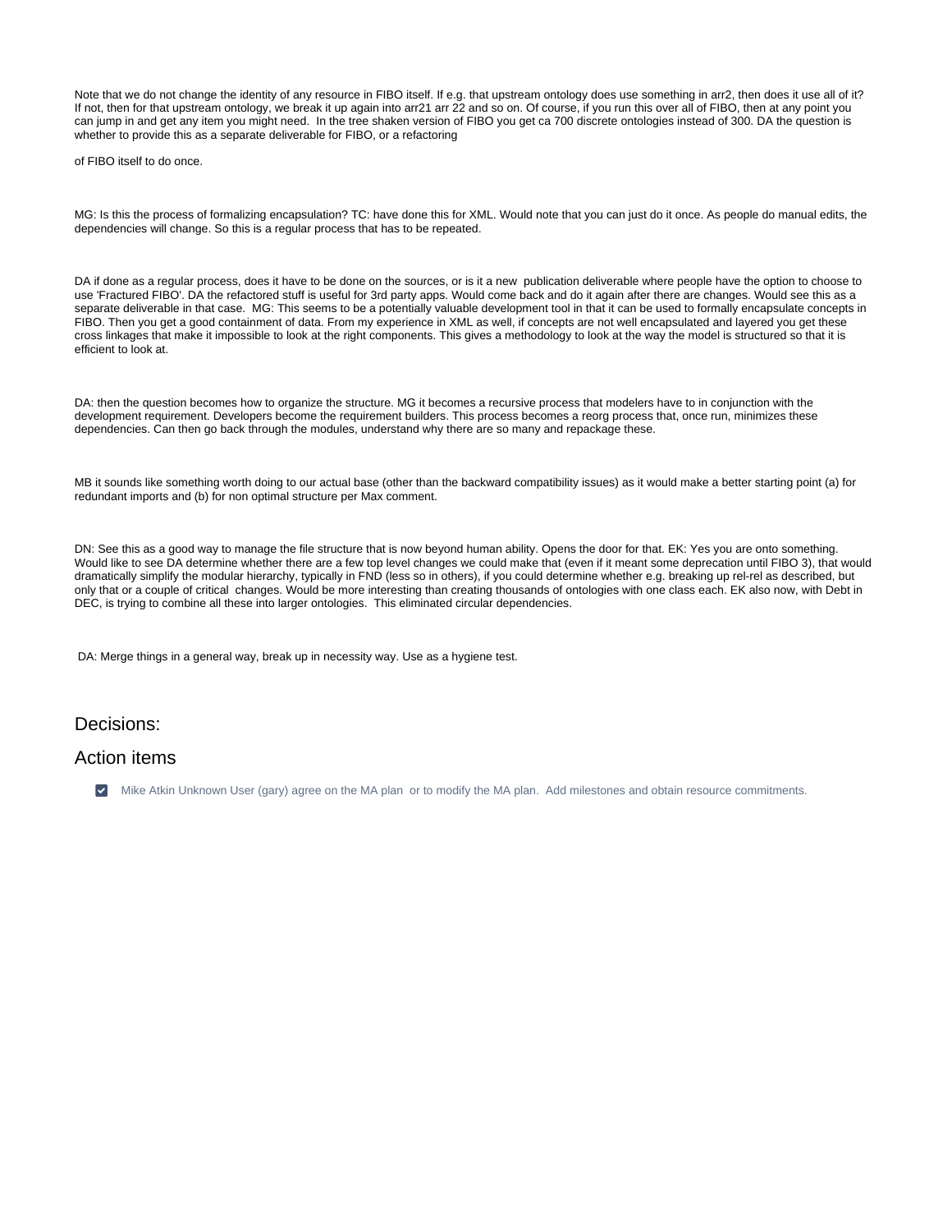Note that we do not change the identity of any resource in FIBO itself. If e.g. that upstream ontology does use something in arr2, then does it use all of it? If not, then for that upstream ontology, we break it up again into arr21 arr 22 and so on. Of course, if you run this over all of FIBO, then at any point you can jump in and get any item you might need.  In the tree shaken version of FIBO you get ca 700 discrete ontologies instead of 300. DA the question is whether to provide this as a separate deliverable for FIBO, or a refactoring

of FIBO itself to do once.

MG: Is this the process of formalizing encapsulation? TC: have done this for XML. Would note that you can just do it once. As people do manual edits, the dependencies will change. So this is a regular process that has to be repeated.

DA if done as a regular process, does it have to be done on the sources, or is it a new  publication deliverable where people have the option to choose to use 'Fractured FIBO'. DA the refactored stuff is useful for 3rd party apps. Would come back and do it again after there are changes. Would see this as a separate deliverable in that case.  MG: This seems to be a potentially valuable development tool in that it can be used to formally encapsulate concepts in FIBO. Then you get a good containment of data. From my experience in XML as well, if concepts are not well encapsulated and layered you get these cross linkages that make it impossible to look at the right components. This gives a methodology to look at the way the model is structured so that it is efficient to look at.

DA: then the question becomes how to organize the structure. MG it becomes a recursive process that modelers have to in conjunction with the development requirement. Developers become the requirement builders. This process becomes a reorg process that, once run, minimizes these dependencies. Can then go back through the modules, understand why there are so many and repackage these.

MB it sounds like something worth doing to our actual base (other than the backward compatibility issues) as it would make a better starting point (a) for redundant imports and (b) for non optimal structure per Max comment.

DN: See this as a good way to manage the file structure that is now beyond human ability. Opens the door for that. EK: Yes you are onto something. Would like to see DA determine whether there are a few top level changes we could make that (even if it meant some deprecation until FIBO 3), that would dramatically simplify the modular hierarchy, typically in FND (less so in others), if you could determine whether e.g. breaking up rel-rel as described, but only that or a couple of critical  changes. Would be more interesting than creating thousands of ontologies with one class each. EK also now, with Debt in DEC, is trying to combine all these into larger ontologies.  This eliminated circular dependencies.

DA: Merge things in a general way, break up in necessity way. Use as a hygiene test.

## Decisions:

## Action items

- [x] Mike Atkin Unknown User (gary) agree on the MA plan  or to modify the MA plan.  Add milestones and obtain resource commitments.